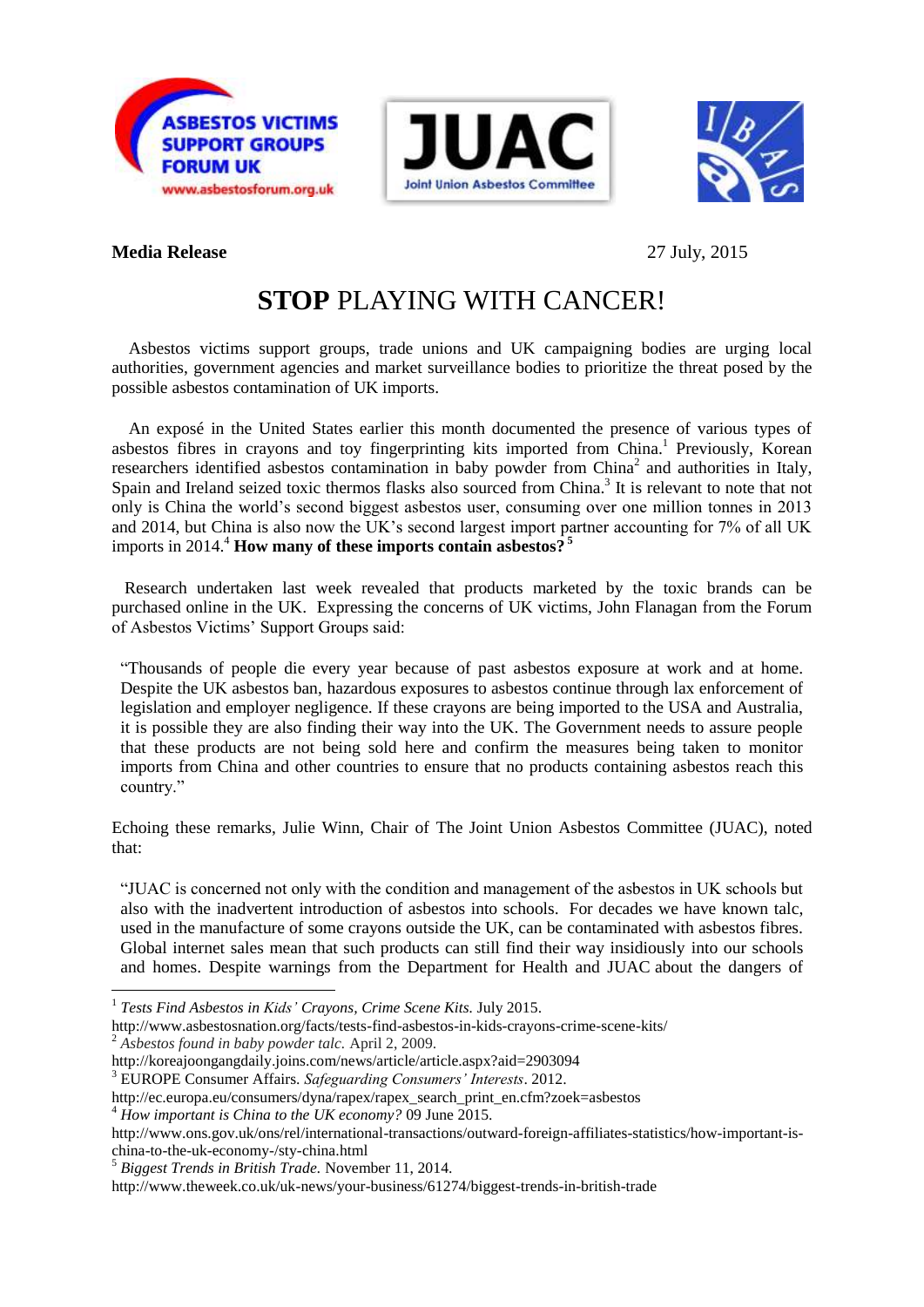**Media Release** 27 July, 2015

# **STOP** PLAYING WITH CANCER!

Asbestos victims support groups, trade unions and UK campaigning bodies are urging local authorities, government agencies and market surveillance bodies to prioritize the threat posed by the possible asbestos contamination of UK imports.

An exposé in the United States earlier this month documented the presence of various types of asbestos fibres in crayons and toy fingerprinting kits imported from China.[1] Previously, Korean researchers identified asbestos contamination in baby powder from China[2] and authorities in Italy, Spain and Ireland seized toxic thermos flasks also sourced from China.[3] It is relevant to note that not only is China the world's second biggest asbestos user, consuming over one million tonnes in 2013 and 2014, but China is also now the UK's second largest import partner accounting for 7% of all UK imports in 2014.[4] **How many of these imports contain asbestos?**[5]

Research undertaken last week revealed that products marketed by the toxic brands can be purchased online in the UK. Expressing the concerns of UK victims, John Flanagan from the Forum of Asbestos Victims' Support Groups said:

> "Thousands of people die every year because of past asbestos exposure at work and at home. Despite the UK asbestos ban, hazardous exposures to asbestos continue through lax enforcement of legislation and employer negligence. If these crayons are being imported to the USA and Australia, it is possible they are also finding their way into the UK. The Government needs to assure people that these products are not being sold here and confirm the measures being taken to monitor imports from China and other countries to ensure that no products containing asbestos reach this country."

Echoing these remarks, Julie Winn, Chair of The Joint Union Asbestos Committee (JUAC), noted that:

> "JUAC is concerned not only with the condition and management of the asbestos in UK schools but also with the inadvertent introduction of asbestos into schools. For decades we have known talc, used in the manufacture of some crayons outside the UK, can be contaminated with asbestos fibres. Global internet sales mean that such products can still find their way insidiously into our schools and homes. Despite warnings from the Department for Health and JUAC about the dangers of

---

[1] *Tests Find Asbestos in Kids' Crayons, Crime Scene Kits.* July 2015. http://www.asbestosnation.org/facts/tests-find-asbestos-in-kids-crayons-crime-scene-kits/

[2] *Asbestos found in baby powder talc.* April 2, 2009. http://koreajoongangdaily.joins.com/news/article/article.aspx?aid=2903094

[3] EUROPE Consumer Affairs. *Safeguarding Consumers' Interests*. 2012. http://ec.europa.eu/consumers/dyna/rapex/rapex_search_print_en.cfm?zoek=asbestos

[4] *How important is China to the UK economy?* 09 June 2015. http://www.ons.gov.uk/ons/rel/international-transactions/outward-foreign-affiliates-statistics/how-important-is-china-to-the-uk-economy-/sty-china.html

[5] *Biggest Trends in British Trade.* November 11, 2014. http://www.theweek.co.uk/uk-news/your-business/61274/biggest-trends-in-british-trade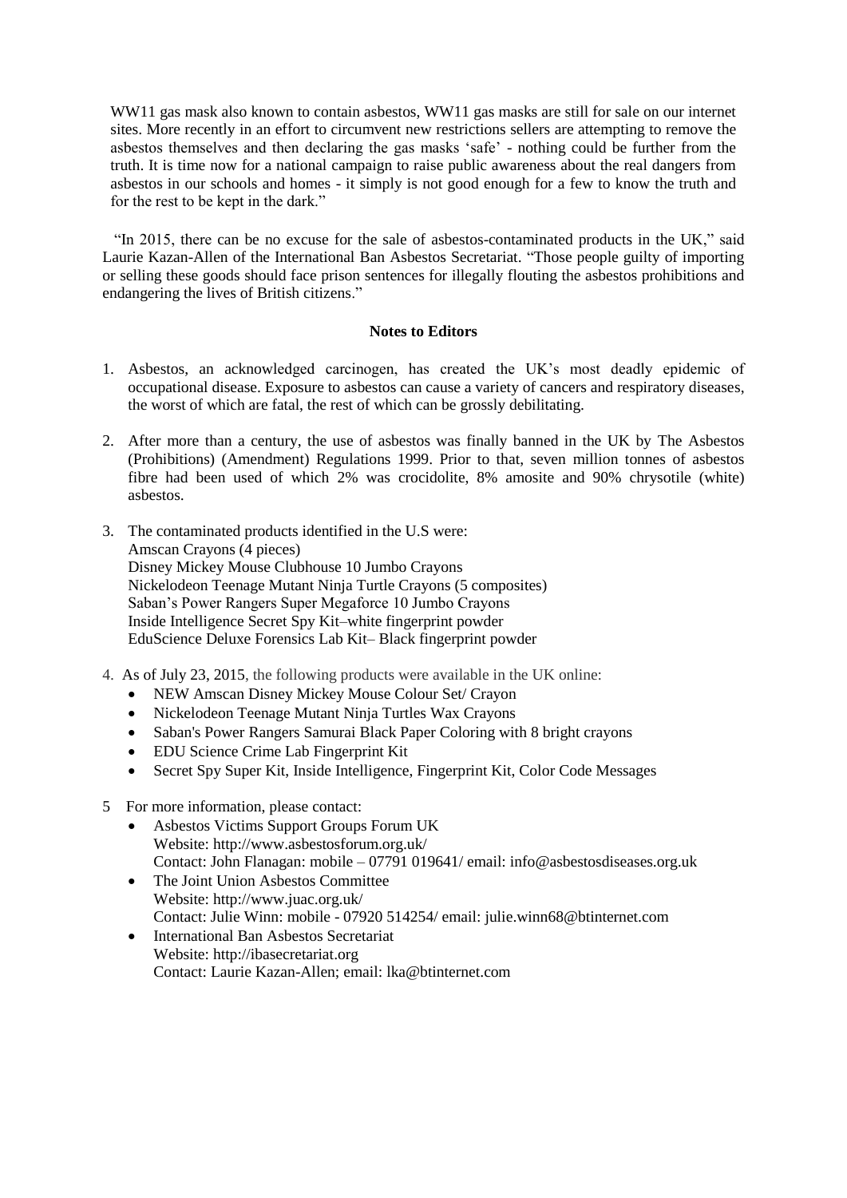WW11 gas mask also known to contain asbestos, WW11 gas masks are still for sale on our internet sites. More recently in an effort to circumvent new restrictions sellers are attempting to remove the asbestos themselves and then declaring the gas masks 'safe' - nothing could be further from the truth. It is time now for a national campaign to raise public awareness about the real dangers from asbestos in our schools and homes - it simply is not good enough for a few to know the truth and for the rest to be kept in the dark."

"In 2015, there can be no excuse for the sale of asbestos-contaminated products in the UK," said Laurie Kazan-Allen of the International Ban Asbestos Secretariat. "Those people guilty of importing or selling these goods should face prison sentences for illegally flouting the asbestos prohibitions and endangering the lives of British citizens."

**Notes to Editors**

1. Asbestos, an acknowledged carcinogen, has created the UK's most deadly epidemic of occupational disease. Exposure to asbestos can cause a variety of cancers and respiratory diseases, the worst of which are fatal, the rest of which can be grossly debilitating.

2. After more than a century, the use of asbestos was finally banned in the UK by The Asbestos (Prohibitions) (Amendment) Regulations 1999. Prior to that, seven million tonnes of asbestos fibre had been used of which 2% was crocidolite, 8% amosite and 90% chrysotile (white) asbestos.

3. The contaminated products identified in the U.S were:
   Amscan Crayons (4 pieces)
   Disney Mickey Mouse Clubhouse 10 Jumbo Crayons
   Nickelodeon Teenage Mutant Ninja Turtle Crayons (5 composites)
   Saban's Power Rangers Super Megaforce 10 Jumbo Crayons
   Inside Intelligence Secret Spy Kit–white fingerprint powder
   EduScience Deluxe Forensics Lab Kit– Black fingerprint powder

4. As of July 23, 2015, the following products were available in the UK online:
   - NEW Amscan Disney Mickey Mouse Colour Set/ Crayon
   - Nickelodeon Teenage Mutant Ninja Turtles Wax Crayons
   - Saban's Power Rangers Samurai Black Paper Coloring with 8 bright crayons
   - EDU Science Crime Lab Fingerprint Kit
   - Secret Spy Super Kit, Inside Intelligence, Fingerprint Kit, Color Code Messages

5. For more information, please contact:
   - Asbestos Victims Support Groups Forum UK
     Website: http://www.asbestosforum.org.uk/
     Contact: John Flanagan: mobile – 07791 019641/ email: info@asbestosdiseases.org.uk
   - The Joint Union Asbestos Committee
     Website: http://www.juac.org.uk/
     Contact: Julie Winn: mobile - 07920 514254/ email: julie.winn68@btinternet.com
   - International Ban Asbestos Secretariat
     Website: http://ibasecretariat.org
     Contact: Laurie Kazan-Allen; email: lka@btinternet.com